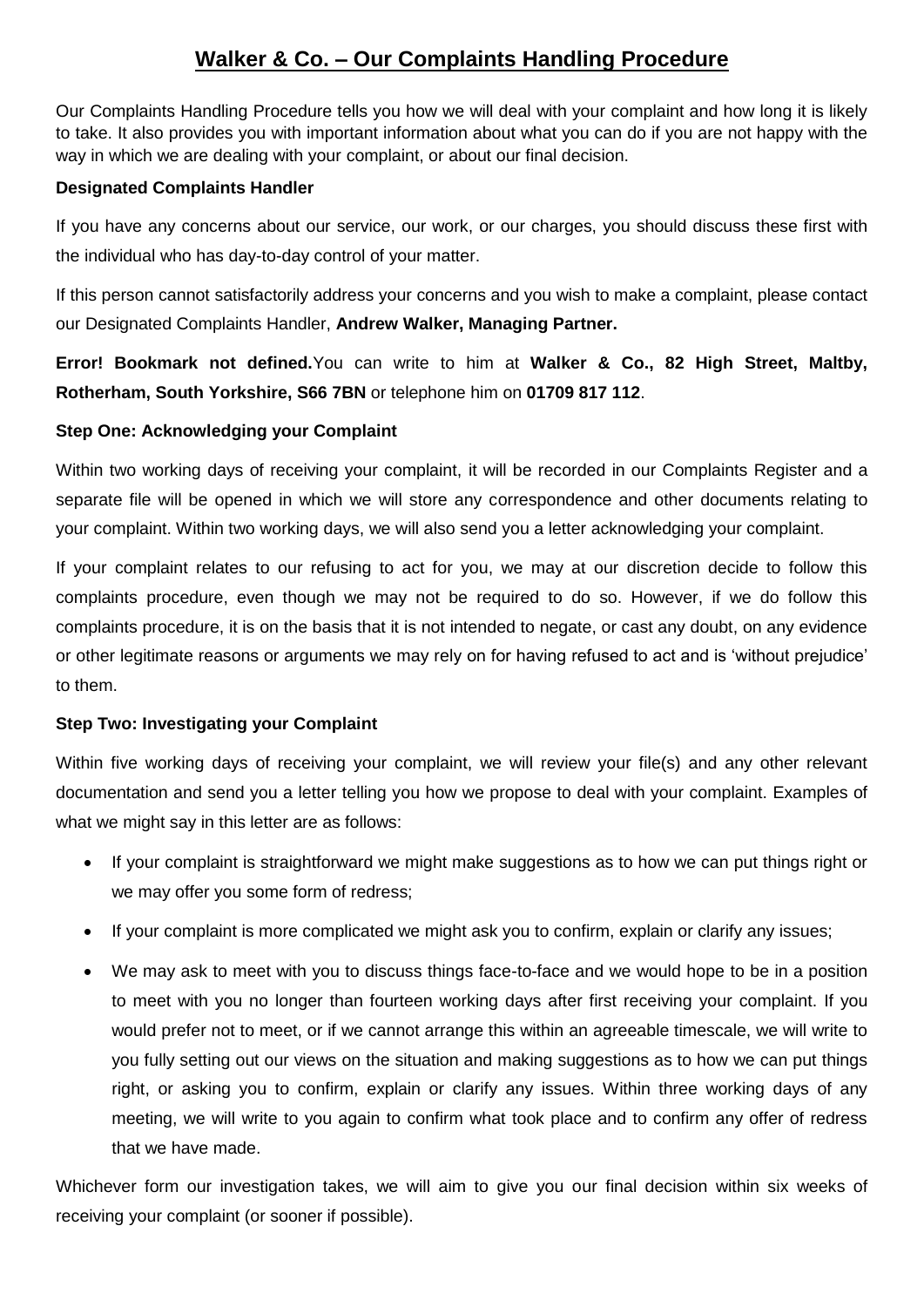# Walker & Co. – Our Complaints Handling Procedure

Our Complaints Handling Procedure tells you how we will deal with your complaint and how long it is likely to take. It also provides you with important information about what you can do if you are not happy with the way in which we are dealing with your complaint, or about our final decision.

**Designated Complaints Handler**

If you have any concerns about our service, our work, or our charges, you should discuss these first with the individual who has day-to-day control of your matter.

If this person cannot satisfactorily address your concerns and you wish to make a complaint, please contact our Designated Complaints Handler, **Andrew Walker, Managing Partner.**

**Error! Bookmark not defined.**You can write to him at **Walker & Co., 82 High Street, Maltby, Rotherham, South Yorkshire, S66 7BN** or telephone him on **01709 817 112**.

**Step One: Acknowledging your Complaint**

Within two working days of receiving your complaint, it will be recorded in our Complaints Register and a separate file will be opened in which we will store any correspondence and other documents relating to your complaint. Within two working days, we will also send you a letter acknowledging your complaint.

If your complaint relates to our refusing to act for you, we may at our discretion decide to follow this complaints procedure, even though we may not be required to do so. However, if we do follow this complaints procedure, it is on the basis that it is not intended to negate, or cast any doubt, on any evidence or other legitimate reasons or arguments we may rely on for having refused to act and is 'without prejudice' to them.

**Step Two: Investigating your Complaint**

Within five working days of receiving your complaint, we will review your file(s) and any other relevant documentation and send you a letter telling you how we propose to deal with your complaint. Examples of what we might say in this letter are as follows:

- If your complaint is straightforward we might make suggestions as to how we can put things right or we may offer you some form of redress;
- If your complaint is more complicated we might ask you to confirm, explain or clarify any issues;
- We may ask to meet with you to discuss things face-to-face and we would hope to be in a position to meet with you no longer than fourteen working days after first receiving your complaint. If you would prefer not to meet, or if we cannot arrange this within an agreeable timescale, we will write to you fully setting out our views on the situation and making suggestions as to how we can put things right, or asking you to confirm, explain or clarify any issues. Within three working days of any meeting, we will write to you again to confirm what took place and to confirm any offer of redress that we have made.

Whichever form our investigation takes, we will aim to give you our final decision within six weeks of receiving your complaint (or sooner if possible).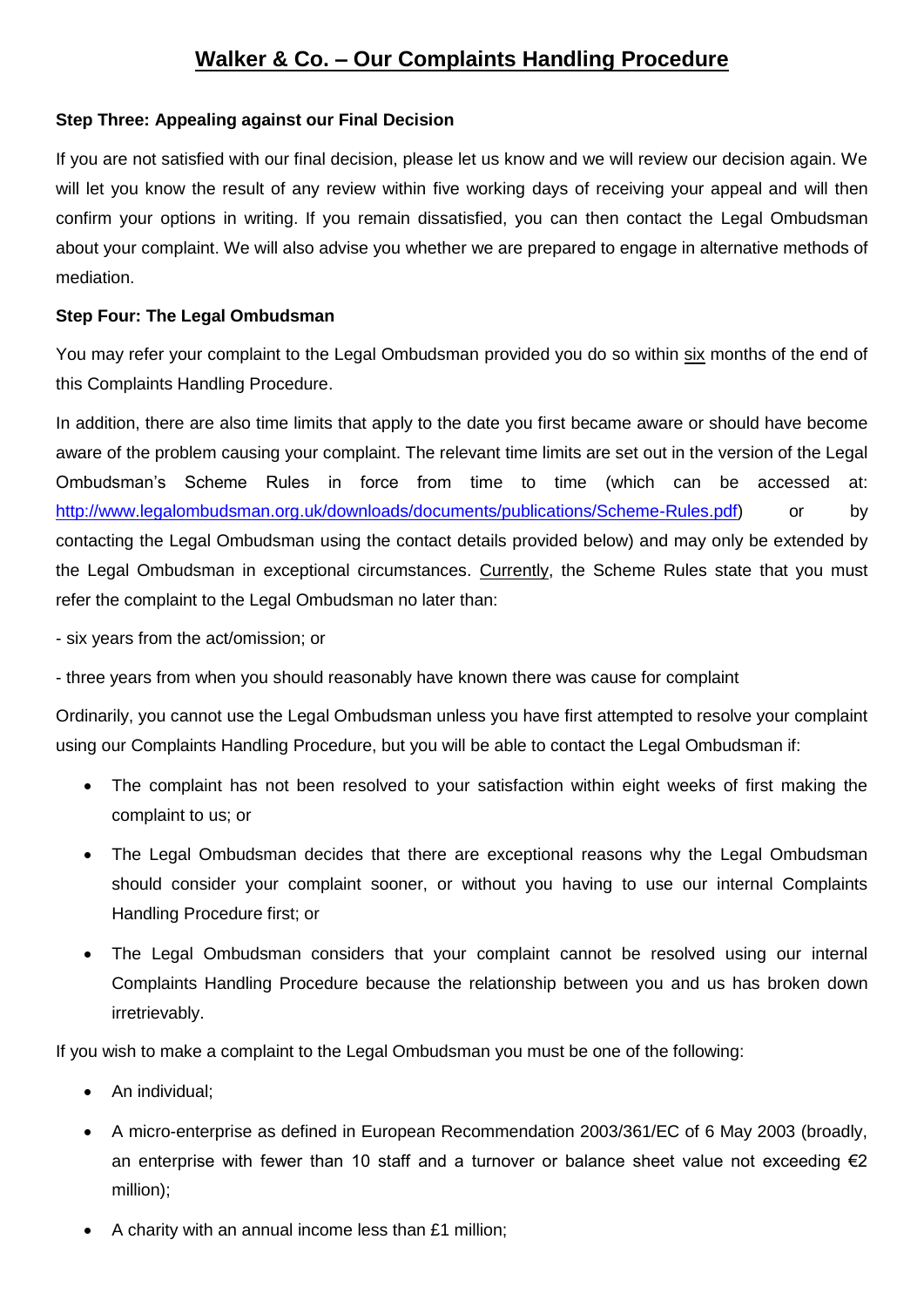## Walker & Co. – Our Complaints Handling Procedure

**Step Three: Appealing against our Final Decision**

If you are not satisfied with our final decision, please let us know and we will review our decision again. We will let you know the result of any review within five working days of receiving your appeal and will then confirm your options in writing. If you remain dissatisfied, you can then contact the Legal Ombudsman about your complaint. We will also advise you whether we are prepared to engage in alternative methods of mediation.

**Step Four: The Legal Ombudsman**

You may refer your complaint to the Legal Ombudsman provided you do so within six months of the end of this Complaints Handling Procedure.

In addition, there are also time limits that apply to the date you first became aware or should have become aware of the problem causing your complaint. The relevant time limits are set out in the version of the Legal Ombudsman's Scheme Rules in force from time to time (which can be accessed at: [http://www.legalombudsman.org.uk/downloads/documents/publications/Scheme-Rules.pdf](http://www.legalombudsman.org.uk/downloads/documents/publications/Scheme-Rules.pdf)) or by contacting the Legal Ombudsman using the contact details provided below) and may only be extended by the Legal Ombudsman in exceptional circumstances. Currently, the Scheme Rules state that you must refer the complaint to the Legal Ombudsman no later than:

- six years from the act/omission; or

- three years from when you should reasonably have known there was cause for complaint

Ordinarily, you cannot use the Legal Ombudsman unless you have first attempted to resolve your complaint using our Complaints Handling Procedure, but you will be able to contact the Legal Ombudsman if:

- The complaint has not been resolved to your satisfaction within eight weeks of first making the complaint to us; or
- The Legal Ombudsman decides that there are exceptional reasons why the Legal Ombudsman should consider your complaint sooner, or without you having to use our internal Complaints Handling Procedure first; or
- The Legal Ombudsman considers that your complaint cannot be resolved using our internal Complaints Handling Procedure because the relationship between you and us has broken down irretrievably.

If you wish to make a complaint to the Legal Ombudsman you must be one of the following:

- An individual;
- A micro-enterprise as defined in European Recommendation 2003/361/EC of 6 May 2003 (broadly, an enterprise with fewer than 10 staff and a turnover or balance sheet value not exceeding €2 million);
- A charity with an annual income less than £1 million;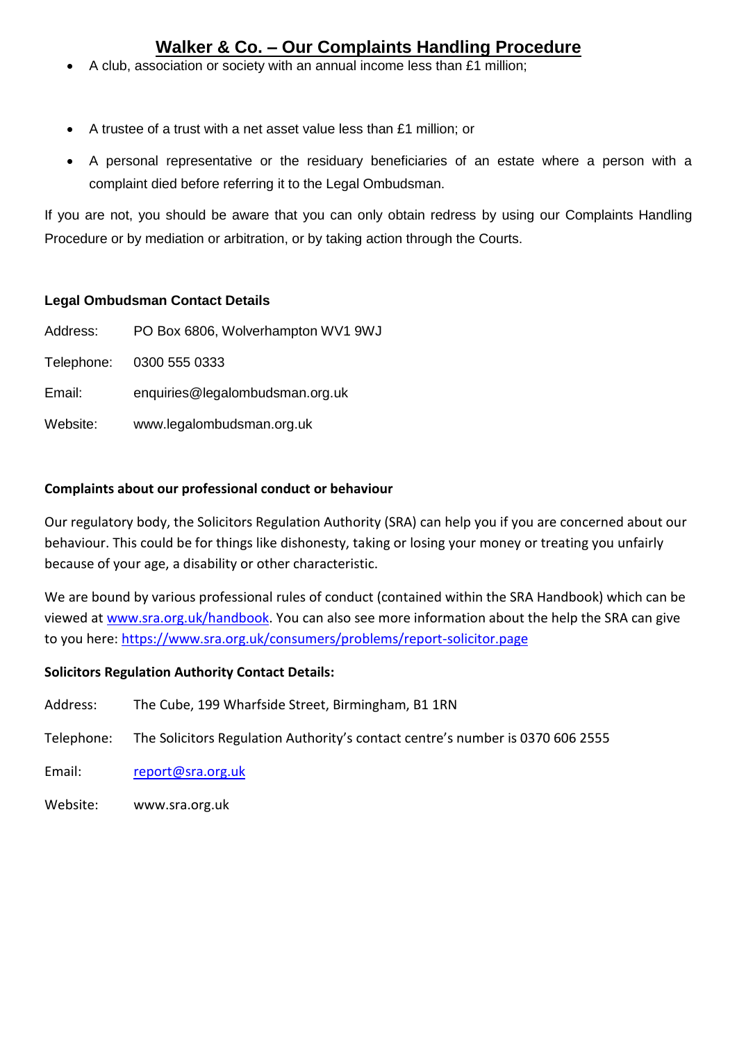- A club, association or society with an annual income less than £1 million;
- A trustee of a trust with a net asset value less than £1 million; or
- A personal representative or the residuary beneficiaries of an estate where a person with a complaint died before referring it to the Legal Ombudsman.

If you are not, you should be aware that you can only obtain redress by using our Complaints Handling Procedure or by mediation or arbitration, or by taking action through the Courts.

**Legal Ombudsman Contact Details**

| | |
|---|---|
| Address: | PO Box 6806, Wolverhampton WV1 9WJ |
| Telephone: | 0300 555 0333 |
| Email: | enquiries@legalombudsman.org.uk |
| Website: | www.legalombudsman.org.uk |

**Complaints about our professional conduct or behaviour**

Our regulatory body, the Solicitors Regulation Authority (SRA) can help you if you are concerned about our behaviour. This could be for things like dishonesty, taking or losing your money or treating you unfairly because of your age, a disability or other characteristic.

We are bound by various professional rules of conduct (contained within the SRA Handbook) which can be viewed at www.sra.org.uk/handbook. You can also see more information about the help the SRA can give to you here: https://www.sra.org.uk/consumers/problems/report-solicitor.page

**Solicitors Regulation Authority Contact Details:**

| | |
|---|---|
| Address: | The Cube, 199 Wharfside Street, Birmingham, B1 1RN |
| Telephone: | The Solicitors Regulation Authority's contact centre's number is 0370 606 2555 |
| Email: | report@sra.org.uk |
| Website: | www.sra.org.uk |